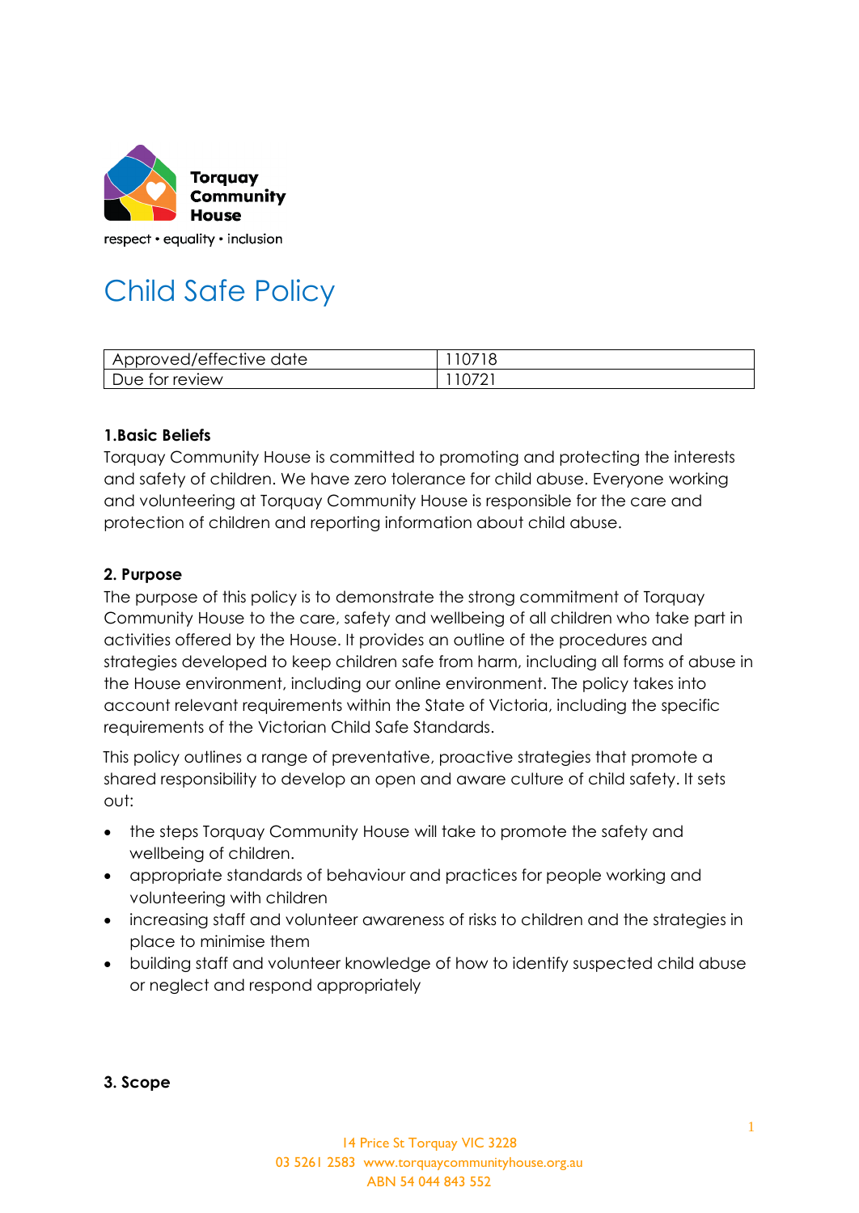Torquay Community House

respect • equality • inclusion

# Child Safe Policy

| Approved/effective date | 110718 |
|---|---|
| Due for review | 110721 |

**1.Basic Beliefs**

Torquay Community House is committed to promoting and protecting the interests and safety of children. We have zero tolerance for child abuse. Everyone working and volunteering at Torquay Community House is responsible for the care and protection of children and reporting information about child abuse.

**2. Purpose**

The purpose of this policy is to demonstrate the strong commitment of Torquay Community House to the care, safety and wellbeing of all children who take part in activities offered by the House. It provides an outline of the procedures and strategies developed to keep children safe from harm, including all forms of abuse in the House environment, including our online environment. The policy takes into account relevant requirements within the State of Victoria, including the specific requirements of the Victorian Child Safe Standards.

This policy outlines a range of preventative, proactive strategies that promote a shared responsibility to develop an open and aware culture of child safety. It sets out:

- the steps Torquay Community House will take to promote the safety and wellbeing of children.
- appropriate standards of behaviour and practices for people working and volunteering with children
- increasing staff and volunteer awareness of risks to children and the strategies in place to minimise them
- building staff and volunteer knowledge of how to identify suspected child abuse or neglect and respond appropriately

**3. Scope**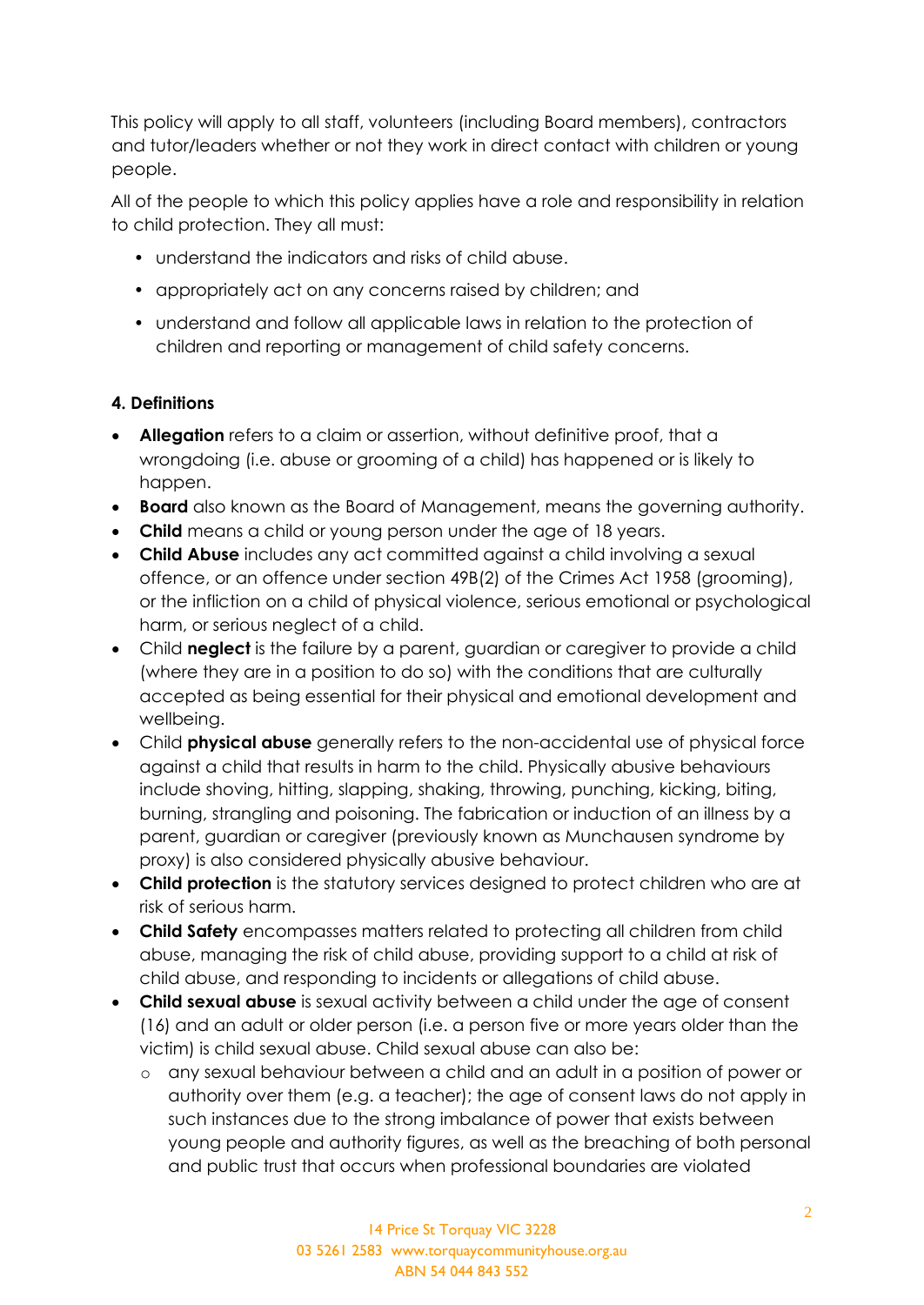This policy will apply to all staff, volunteers (including Board members), contractors and tutor/leaders whether or not they work in direct contact with children or young people.

All of the people to which this policy applies have a role and responsibility in relation to child protection. They all must:

- understand the indicators and risks of child abuse.
- appropriately act on any concerns raised by children; and
- understand and follow all applicable laws in relation to the protection of children and reporting or management of child safety concerns.

**4. Definitions**

- **Allegation** refers to a claim or assertion, without definitive proof, that a wrongdoing (i.e. abuse or grooming of a child) has happened or is likely to happen.
- **Board** also known as the Board of Management, means the governing authority.
- **Child** means a child or young person under the age of 18 years.
- **Child Abuse** includes any act committed against a child involving a sexual offence, or an offence under section 49B(2) of the Crimes Act 1958 (grooming), or the infliction on a child of physical violence, serious emotional or psychological harm, or serious neglect of a child.
- Child **neglect** is the failure by a parent, guardian or caregiver to provide a child (where they are in a position to do so) with the conditions that are culturally accepted as being essential for their physical and emotional development and wellbeing.
- Child **physical abuse** generally refers to the non-accidental use of physical force against a child that results in harm to the child. Physically abusive behaviours include shoving, hitting, slapping, shaking, throwing, punching, kicking, biting, burning, strangling and poisoning. The fabrication or induction of an illness by a parent, guardian or caregiver (previously known as Munchausen syndrome by proxy) is also considered physically abusive behaviour.
- **Child protection** is the statutory services designed to protect children who are at risk of serious harm.
- **Child Safety** encompasses matters related to protecting all children from child abuse, managing the risk of child abuse, providing support to a child at risk of child abuse, and responding to incidents or allegations of child abuse.
- **Child sexual abuse** is sexual activity between a child under the age of consent (16) and an adult or older person (i.e. a person five or more years older than the victim) is child sexual abuse. Child sexual abuse can also be:
  - any sexual behaviour between a child and an adult in a position of power or authority over them (e.g. a teacher); the age of consent laws do not apply in such instances due to the strong imbalance of power that exists between young people and authority figures, as well as the breaching of both personal and public trust that occurs when professional boundaries are violated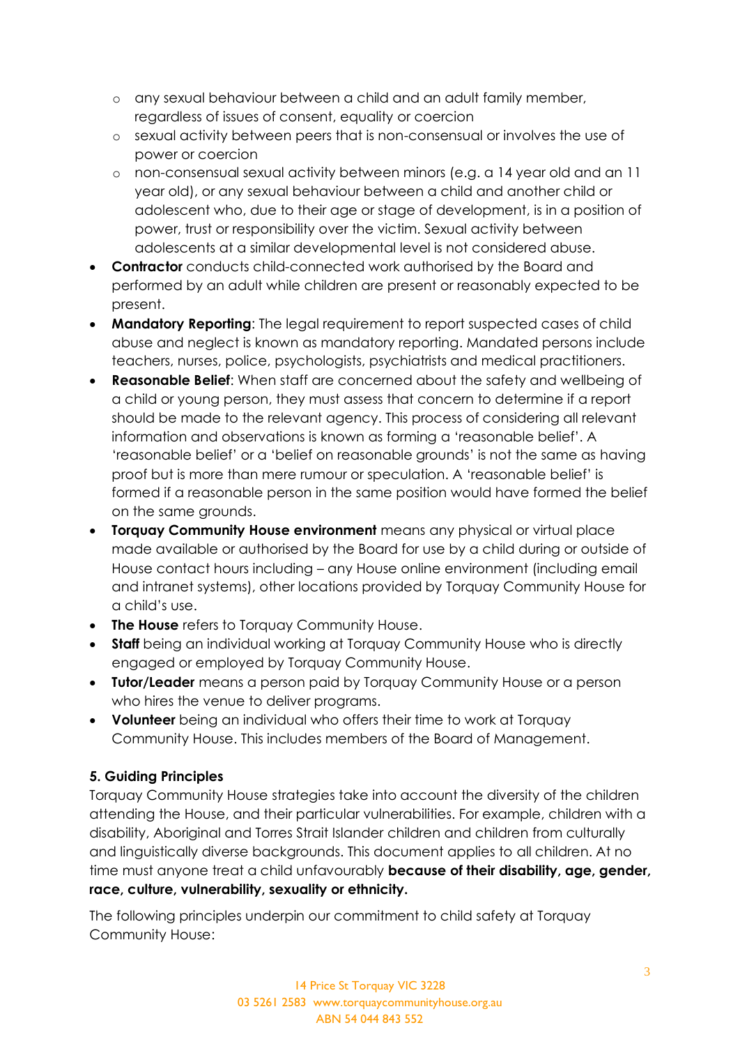- any sexual behaviour between a child and an adult family member, regardless of issues of consent, equality or coercion
  - sexual activity between peers that is non-consensual or involves the use of power or coercion
  - non-consensual sexual activity between minors (e.g. a 14 year old and an 11 year old), or any sexual behaviour between a child and another child or adolescent who, due to their age or stage of development, is in a position of power, trust or responsibility over the victim. Sexual activity between adolescents at a similar developmental level is not considered abuse.
- **Contractor** conducts child-connected work authorised by the Board and performed by an adult while children are present or reasonably expected to be present.
- **Mandatory Reporting**: The legal requirement to report suspected cases of child abuse and neglect is known as mandatory reporting. Mandated persons include teachers, nurses, police, psychologists, psychiatrists and medical practitioners.
- **Reasonable Belief**: When staff are concerned about the safety and wellbeing of a child or young person, they must assess that concern to determine if a report should be made to the relevant agency. This process of considering all relevant information and observations is known as forming a 'reasonable belief'. A 'reasonable belief' or a 'belief on reasonable grounds' is not the same as having proof but is more than mere rumour or speculation. A 'reasonable belief' is formed if a reasonable person in the same position would have formed the belief on the same grounds.
- **Torquay Community House environment** means any physical or virtual place made available or authorised by the Board for use by a child during or outside of House contact hours including – any House online environment (including email and intranet systems), other locations provided by Torquay Community House for a child's use.
- **The House** refers to Torquay Community House.
- **Staff** being an individual working at Torquay Community House who is directly engaged or employed by Torquay Community House.
- **Tutor/Leader** means a person paid by Torquay Community House or a person who hires the venue to deliver programs.
- **Volunteer** being an individual who offers their time to work at Torquay Community House. This includes members of the Board of Management.

### 5. Guiding Principles

Torquay Community House strategies take into account the diversity of the children attending the House, and their particular vulnerabilities. For example, children with a disability, Aboriginal and Torres Strait Islander children and children from culturally and linguistically diverse backgrounds. This document applies to all children. At no time must anyone treat a child unfavourably **because of their disability, age, gender, race, culture, vulnerability, sexuality or ethnicity.**

The following principles underpin our commitment to child safety at Torquay Community House: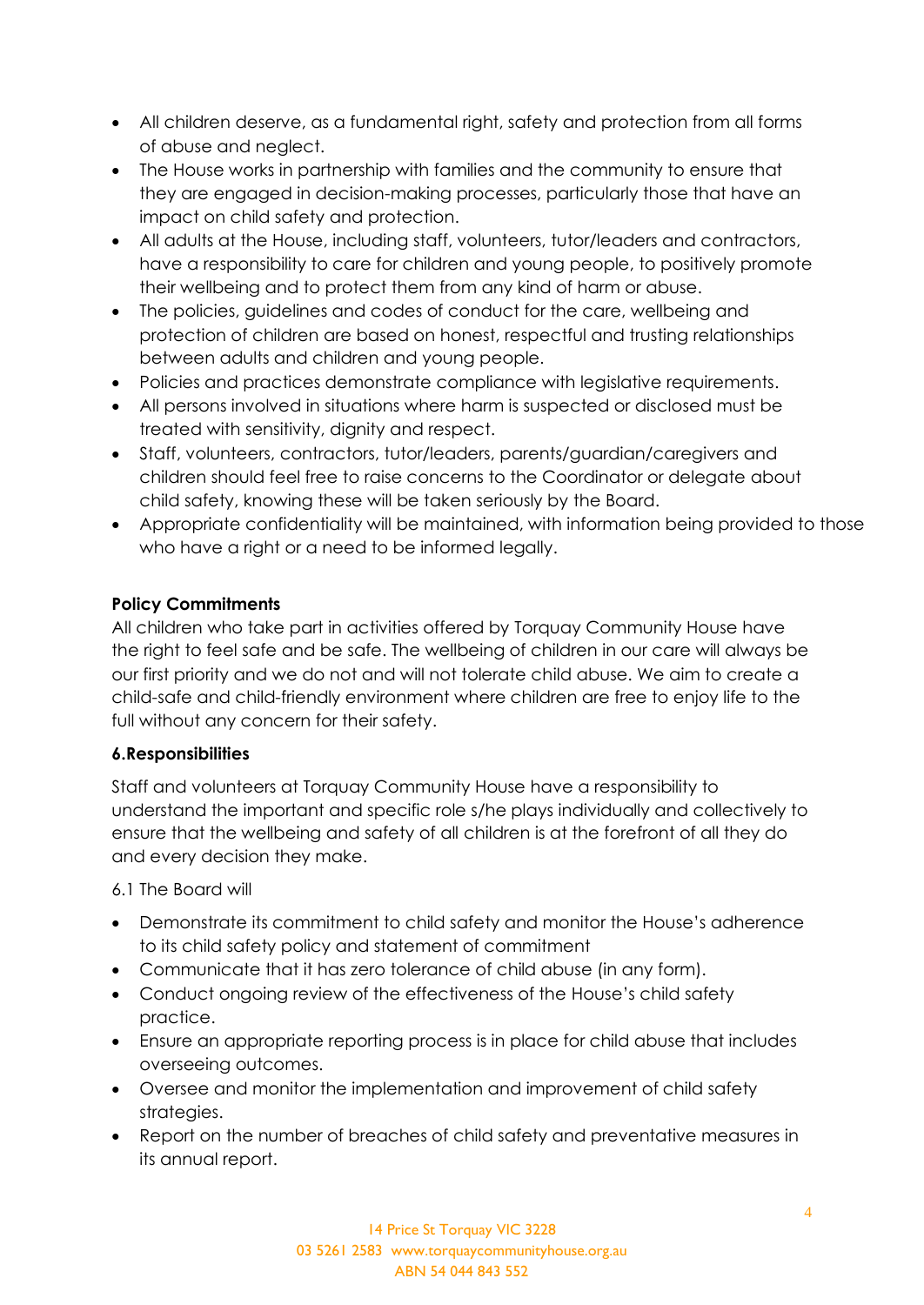- All children deserve, as a fundamental right, safety and protection from all forms of abuse and neglect.
- The House works in partnership with families and the community to ensure that they are engaged in decision-making processes, particularly those that have an impact on child safety and protection.
- All adults at the House, including staff, volunteers, tutor/leaders and contractors, have a responsibility to care for children and young people, to positively promote their wellbeing and to protect them from any kind of harm or abuse.
- The policies, guidelines and codes of conduct for the care, wellbeing and protection of children are based on honest, respectful and trusting relationships between adults and children and young people.
- Policies and practices demonstrate compliance with legislative requirements.
- All persons involved in situations where harm is suspected or disclosed must be treated with sensitivity, dignity and respect.
- Staff, volunteers, contractors, tutor/leaders, parents/guardian/caregivers and children should feel free to raise concerns to the Coordinator or delegate about child safety, knowing these will be taken seriously by the Board.
- Appropriate confidentiality will be maintained, with information being provided to those who have a right or a need to be informed legally.

**Policy Commitments**

All children who take part in activities offered by Torquay Community House have the right to feel safe and be safe. The wellbeing of children in our care will always be our first priority and we do not and will not tolerate child abuse. We aim to create a child-safe and child-friendly environment where children are free to enjoy life to the full without any concern for their safety.

**6.Responsibilities**

Staff and volunteers at Torquay Community House have a responsibility to understand the important and specific role s/he plays individually and collectively to ensure that the wellbeing and safety of all children is at the forefront of all they do and every decision they make.

6.1 The Board will

- Demonstrate its commitment to child safety and monitor the House's adherence to its child safety policy and statement of commitment
- Communicate that it has zero tolerance of child abuse (in any form).
- Conduct ongoing review of the effectiveness of the House's child safety practice.
- Ensure an appropriate reporting process is in place for child abuse that includes overseeing outcomes.
- Oversee and monitor the implementation and improvement of child safety strategies.
- Report on the number of breaches of child safety and preventative measures in its annual report.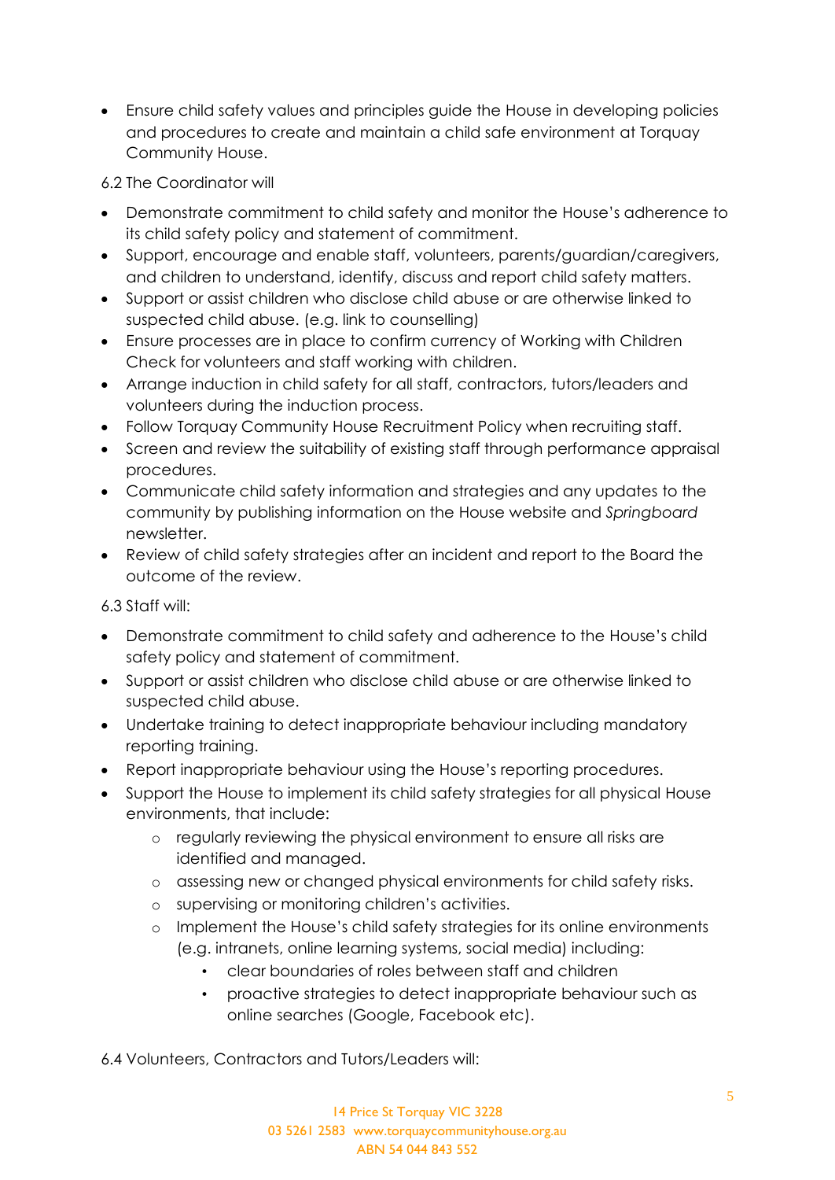- Ensure child safety values and principles guide the House in developing policies and procedures to create and maintain a child safe environment at Torquay Community House.

6.2 The Coordinator will

- Demonstrate commitment to child safety and monitor the House's adherence to its child safety policy and statement of commitment.
- Support, encourage and enable staff, volunteers, parents/guardian/caregivers, and children to understand, identify, discuss and report child safety matters.
- Support or assist children who disclose child abuse or are otherwise linked to suspected child abuse. (e.g. link to counselling)
- Ensure processes are in place to confirm currency of Working with Children Check for volunteers and staff working with children.
- Arrange induction in child safety for all staff, contractors, tutors/leaders and volunteers during the induction process.
- Follow Torquay Community House Recruitment Policy when recruiting staff.
- Screen and review the suitability of existing staff through performance appraisal procedures.
- Communicate child safety information and strategies and any updates to the community by publishing information on the House website and *Springboard* newsletter.
- Review of child safety strategies after an incident and report to the Board the outcome of the review.

6.3 Staff will:

- Demonstrate commitment to child safety and adherence to the House's child safety policy and statement of commitment.
- Support or assist children who disclose child abuse or are otherwise linked to suspected child abuse.
- Undertake training to detect inappropriate behaviour including mandatory reporting training.
- Report inappropriate behaviour using the House's reporting procedures.
- Support the House to implement its child safety strategies for all physical House environments, that include:
    - regularly reviewing the physical environment to ensure all risks are identified and managed.
    - assessing new or changed physical environments for child safety risks.
    - supervising or monitoring children's activities.
    - Implement the House's child safety strategies for its online environments (e.g. intranets, online learning systems, social media) including:
        - clear boundaries of roles between staff and children
        - proactive strategies to detect inappropriate behaviour such as online searches (Google, Facebook etc).

6.4 Volunteers, Contractors and Tutors/Leaders will: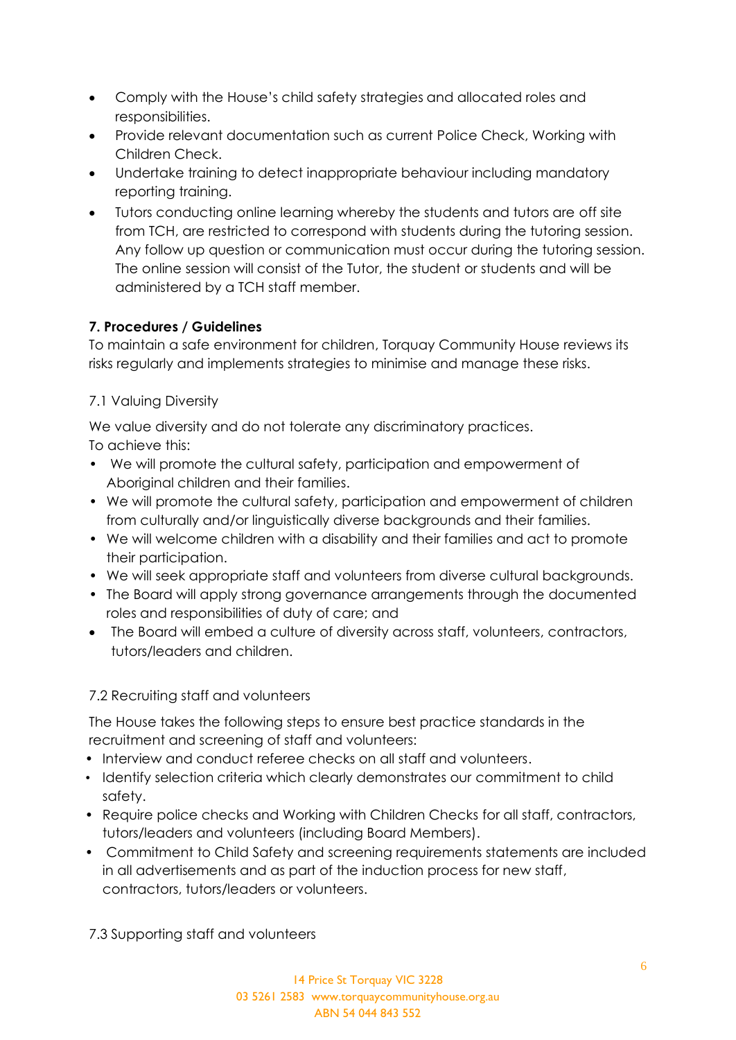- Comply with the House's child safety strategies and allocated roles and responsibilities.
- Provide relevant documentation such as current Police Check, Working with Children Check.
- Undertake training to detect inappropriate behaviour including mandatory reporting training.
- Tutors conducting online learning whereby the students and tutors are off site from TCH, are restricted to correspond with students during the tutoring session. Any follow up question or communication must occur during the tutoring session. The online session will consist of the Tutor, the student or students and will be administered by a TCH staff member.

**7. Procedures / Guidelines**

To maintain a safe environment for children, Torquay Community House reviews its risks regularly and implements strategies to minimise and manage these risks.

7.1 Valuing Diversity

We value diversity and do not tolerate any discriminatory practices.
To achieve this:

- We will promote the cultural safety, participation and empowerment of Aboriginal children and their families.
- We will promote the cultural safety, participation and empowerment of children from culturally and/or linguistically diverse backgrounds and their families.
- We will welcome children with a disability and their families and act to promote their participation.
- We will seek appropriate staff and volunteers from diverse cultural backgrounds.
- The Board will apply strong governance arrangements through the documented roles and responsibilities of duty of care; and
- The Board will embed a culture of diversity across staff, volunteers, contractors, tutors/leaders and children.

7.2 Recruiting staff and volunteers

The House takes the following steps to ensure best practice standards in the recruitment and screening of staff and volunteers:

- Interview and conduct referee checks on all staff and volunteers.
- Identify selection criteria which clearly demonstrates our commitment to child safety.
- Require police checks and Working with Children Checks for all staff, contractors, tutors/leaders and volunteers (including Board Members).
- Commitment to Child Safety and screening requirements statements are included in all advertisements and as part of the induction process for new staff, contractors, tutors/leaders or volunteers.

7.3 Supporting staff and volunteers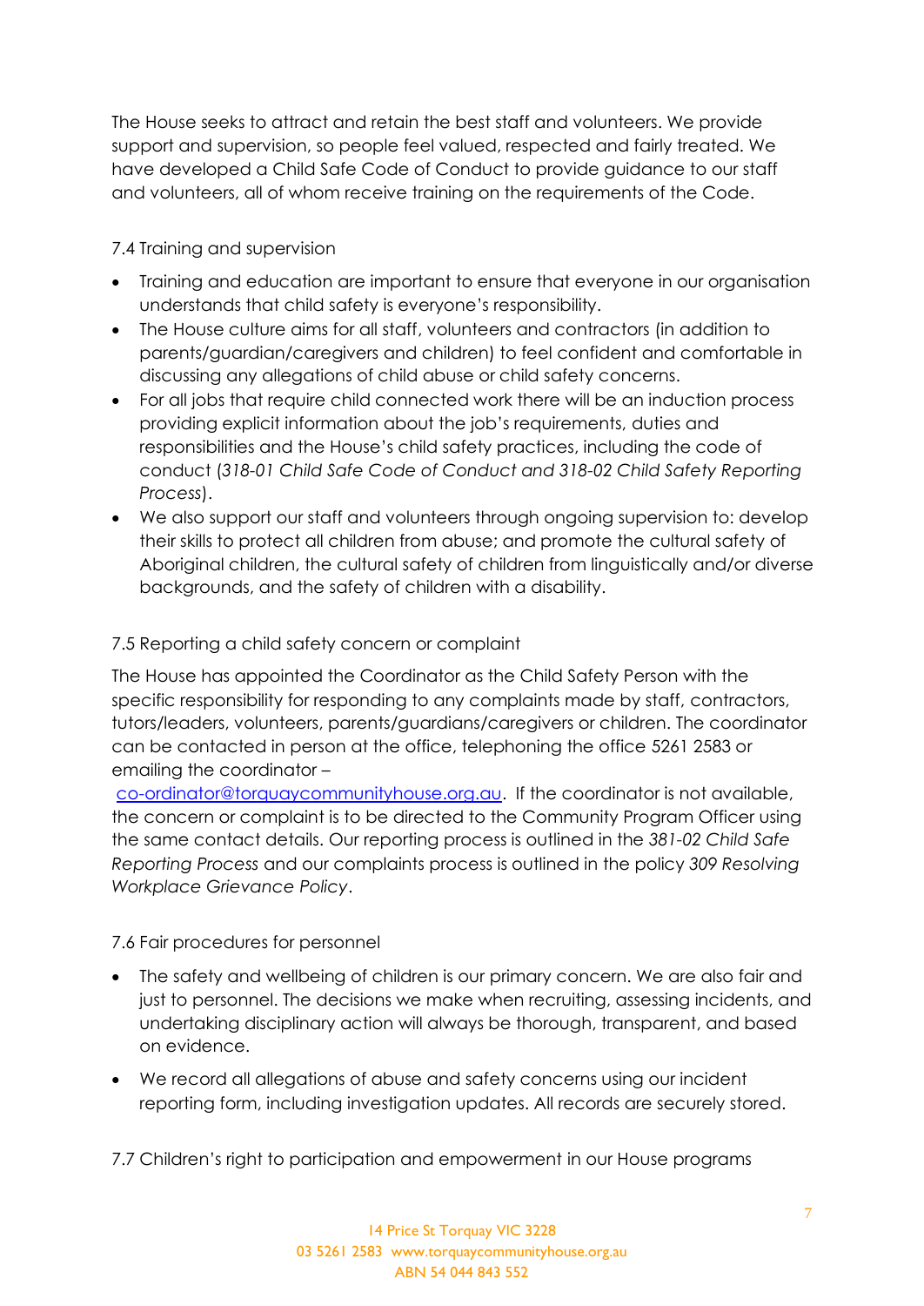The House seeks to attract and retain the best staff and volunteers. We provide support and supervision, so people feel valued, respected and fairly treated. We have developed a Child Safe Code of Conduct to provide guidance to our staff and volunteers, all of whom receive training on the requirements of the Code.

### 7.4 Training and supervision

- Training and education are important to ensure that everyone in our organisation understands that child safety is everyone's responsibility.
- The House culture aims for all staff, volunteers and contractors (in addition to parents/guardian/caregivers and children) to feel confident and comfortable in discussing any allegations of child abuse or child safety concerns.
- For all jobs that require child connected work there will be an induction process providing explicit information about the job's requirements, duties and responsibilities and the House's child safety practices, including the code of conduct (*318-01 Child Safe Code of Conduct and 318-02 Child Safety Reporting Process*).
- We also support our staff and volunteers through ongoing supervision to: develop their skills to protect all children from abuse; and promote the cultural safety of Aboriginal children, the cultural safety of children from linguistically and/or diverse backgrounds, and the safety of children with a disability.

### 7.5 Reporting a child safety concern or complaint

The House has appointed the Coordinator as the Child Safety Person with the specific responsibility for responding to any complaints made by staff, contractors, tutors/leaders, volunteers, parents/guardians/caregivers or children. The coordinator can be contacted in person at the office, telephoning the office 5261 2583 or emailing the coordinator – [co-ordinator@torquaycommunityhouse.org.au](mailto:co-ordinator@torquaycommunityhouse.org.au). If the coordinator is not available, the concern or complaint is to be directed to the Community Program Officer using the same contact details. Our reporting process is outlined in the *381-02 Child Safe Reporting Process* and our complaints process is outlined in the policy *309 Resolving Workplace Grievance Policy*.

### 7.6 Fair procedures for personnel

- The safety and wellbeing of children is our primary concern. We are also fair and just to personnel. The decisions we make when recruiting, assessing incidents, and undertaking disciplinary action will always be thorough, transparent, and based on evidence.
- We record all allegations of abuse and safety concerns using our incident reporting form, including investigation updates. All records are securely stored.

### 7.7 Children's right to participation and empowerment in our House programs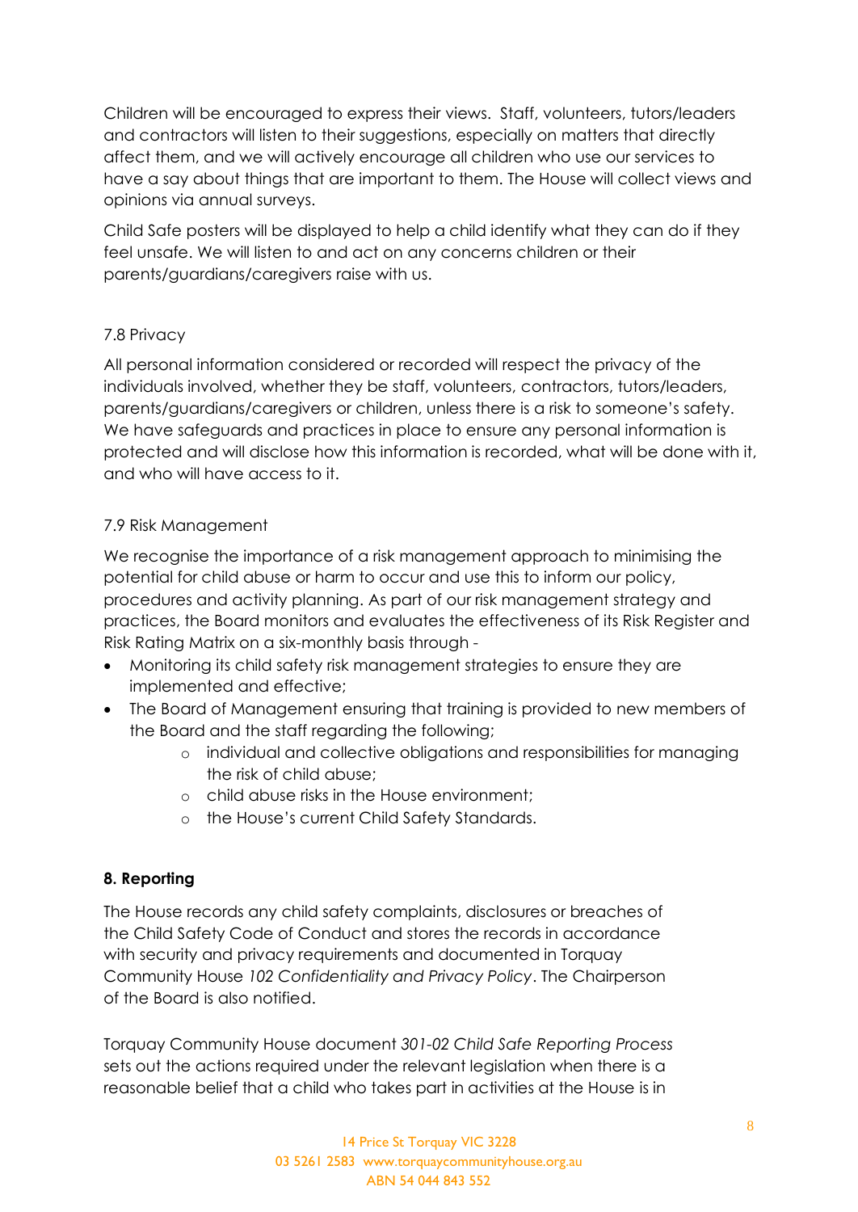Children will be encouraged to express their views. Staff, volunteers, tutors/leaders and contractors will listen to their suggestions, especially on matters that directly affect them, and we will actively encourage all children who use our services to have a say about things that are important to them. The House will collect views and opinions via annual surveys.

Child Safe posters will be displayed to help a child identify what they can do if they feel unsafe. We will listen to and act on any concerns children or their parents/guardians/caregivers raise with us.

### 7.8 Privacy

All personal information considered or recorded will respect the privacy of the individuals involved, whether they be staff, volunteers, contractors, tutors/leaders, parents/guardians/caregivers or children, unless there is a risk to someone's safety. We have safeguards and practices in place to ensure any personal information is protected and will disclose how this information is recorded, what will be done with it, and who will have access to it.

### 7.9 Risk Management

We recognise the importance of a risk management approach to minimising the potential for child abuse or harm to occur and use this to inform our policy, procedures and activity planning. As part of our risk management strategy and practices, the Board monitors and evaluates the effectiveness of its Risk Register and Risk Rating Matrix on a six-monthly basis through -

- Monitoring its child safety risk management strategies to ensure they are implemented and effective;
- The Board of Management ensuring that training is provided to new members of the Board and the staff regarding the following;
    - individual and collective obligations and responsibilities for managing the risk of child abuse;
    - child abuse risks in the House environment;
    - the House's current Child Safety Standards.

## 8. Reporting

The House records any child safety complaints, disclosures or breaches of the Child Safety Code of Conduct and stores the records in accordance with security and privacy requirements and documented in Torquay Community House *102 Confidentiality and Privacy Policy*. The Chairperson of the Board is also notified.

Torquay Community House document *301-02 Child Safe Reporting Process* sets out the actions required under the relevant legislation when there is a reasonable belief that a child who takes part in activities at the House is in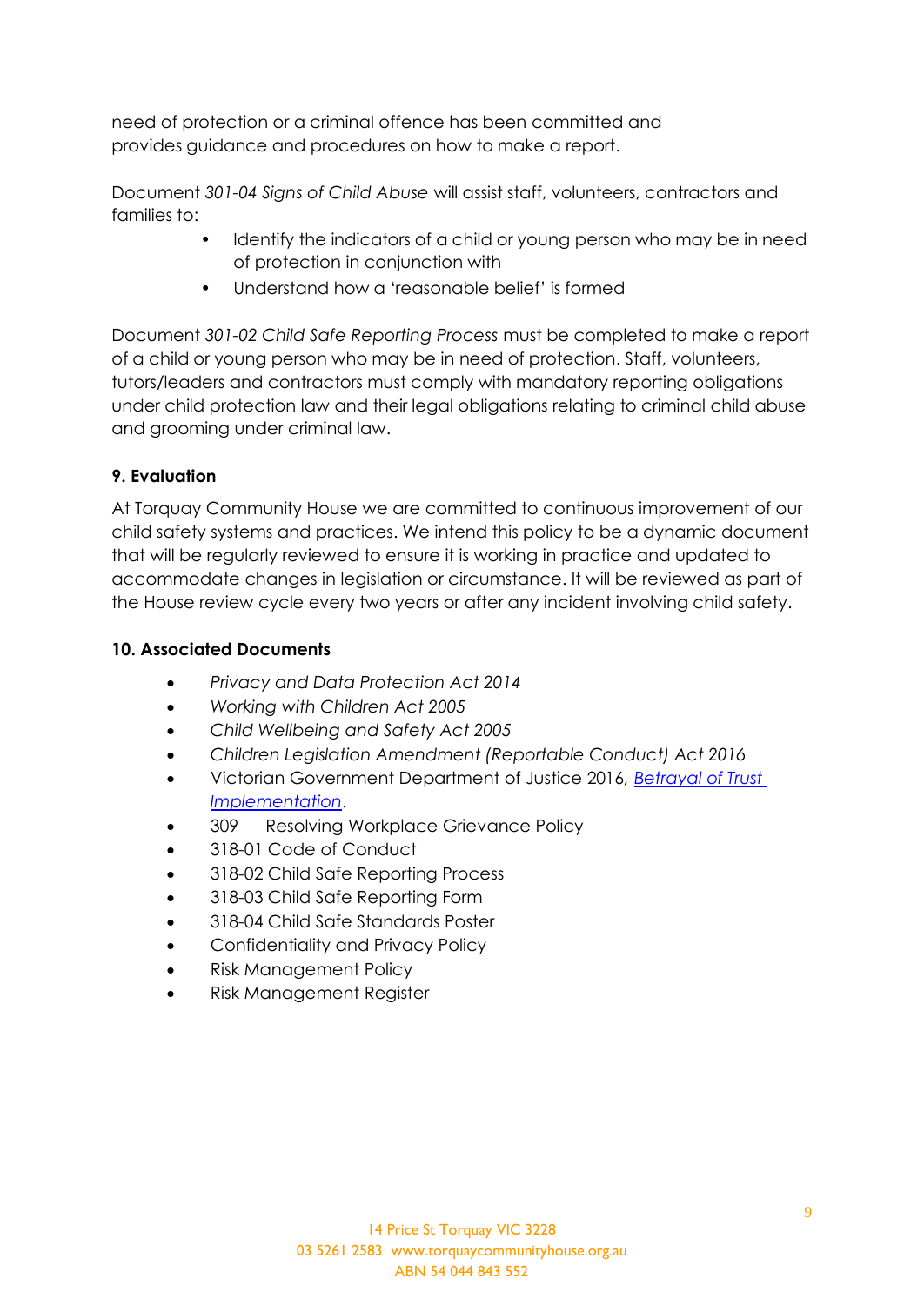need of protection or a criminal offence has been committed and provides guidance and procedures on how to make a report.

Document *301-04 Signs of Child Abuse* will assist staff, volunteers, contractors and families to:

- Identify the indicators of a child or young person who may be in need of protection in conjunction with
- Understand how a 'reasonable belief' is formed

Document *301-02 Child Safe Reporting Process* must be completed to make a report of a child or young person who may be in need of protection. Staff, volunteers, tutors/leaders and contractors must comply with mandatory reporting obligations under child protection law and their legal obligations relating to criminal child abuse and grooming under criminal law.

**9. Evaluation**

At Torquay Community House we are committed to continuous improvement of our child safety systems and practices. We intend this policy to be a dynamic document that will be regularly reviewed to ensure it is working in practice and updated to accommodate changes in legislation or circumstance. It will be reviewed as part of the House review cycle every two years or after any incident involving child safety.

**10. Associated Documents**

- *Privacy and Data Protection Act 2014*
- *Working with Children Act 2005*
- *Child Wellbeing and Safety Act 2005*
- *Children Legislation Amendment (Reportable Conduct) Act 2016*
- Victorian Government Department of Justice 2016, *Betrayal of Trust Implementation*.
- 309 Resolving Workplace Grievance Policy
- 318-01 Code of Conduct
- 318-02 Child Safe Reporting Process
- 318-03 Child Safe Reporting Form
- 318-04 Child Safe Standards Poster
- Confidentiality and Privacy Policy
- Risk Management Policy
- Risk Management Register